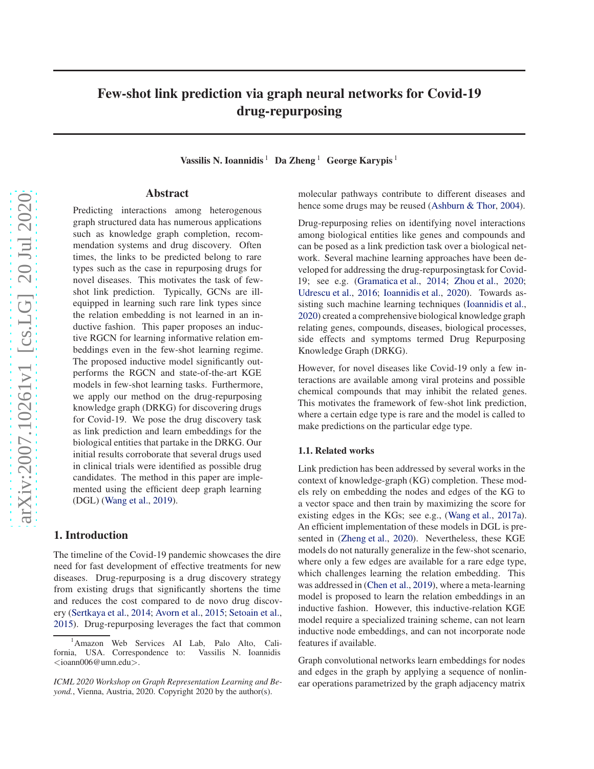# Few-shot link prediction via graph neural networks for Covid-19 drug-repurposing

**Vassilis N. Ioannidis**[1] **Da Zheng**[1] **George Karypis**[1]

## Abstract

Predicting interactions among heterogenous graph structured data has numerous applications such as knowledge graph completion, recommendation systems and drug discovery. Often times, the links to be predicted belong to rare types such as the case in repurposing drugs for novel diseases. This motivates the task of few-shot link prediction. Typically, GCNs are ill-equipped in learning such rare link types since the relation embedding is not learned in an inductive fashion. This paper proposes an inductive RGCN for learning informative relation embeddings even in the few-shot learning regime. The proposed inductive model significantly outperforms the RGCN and state-of-the-art KGE models in few-shot learning tasks. Furthermore, we apply our method on the drug-repurposing knowledge graph (DRKG) for discovering drugs for Covid-19. We pose the drug discovery task as link prediction and learn embeddings for the biological entities that partake in the DRKG. Our initial results corroborate that several drugs used in clinical trials were identified as possible drug candidates. The method in this paper are implemented using the efficient deep graph learning (DGL) (Wang et al., 2019).

## 1. Introduction

The timeline of the Covid-19 pandemic showcases the dire need for fast development of effective treatments for new diseases. Drug-repurposing is a drug discovery strategy from existing drugs that significantly shortens the time and reduces the cost compared to de novo drug discovery (Sertkaya et al., 2014; Avorn et al., 2015; Setoain et al., 2015). Drug-repurposing leverages the fact that common molecular pathways contribute to different diseases and hence some drugs may be reused (Ashburn & Thor, 2004).

Drug-repurposing relies on identifying novel interactions among biological entities like genes and compounds and can be posed as a link prediction task over a biological network. Several machine learning approaches have been developed for addressing the drug-repurposingtask for Covid-19; see e.g. (Gramatica et al., 2014; Zhou et al., 2020; Udrescu et al., 2016; Ioannidis et al., 2020). Towards assisting such machine learning techniques (Ioannidis et al., 2020) created a comprehensive biological knowledge graph relating genes, compounds, diseases, biological processes, side effects and symptoms termed Drug Repurposing Knowledge Graph (DRKG).

However, for novel diseases like Covid-19 only a few interactions are available among viral proteins and possible chemical compounds that may inhibit the related genes. This motivates the framework of few-shot link prediction, where a certain edge type is rare and the model is called to make predictions on the particular edge type.

### 1.1. Related works

Link prediction has been addressed by several works in the context of knowledge-graph (KG) completion. These models rely on embedding the nodes and edges of the KG to a vector space and then train by maximizing the score for existing edges in the KGs; see e.g., (Wang et al., 2017a). An efficient implementation of these models in DGL is presented in (Zheng et al., 2020). Nevertheless, these KGE models do not naturally generalize in the few-shot scenario, where only a few edges are available for a rare edge type, which challenges learning the relation embedding. This was addressed in (Chen et al., 2019), where a meta-learning model is proposed to learn the relation embeddings in an inductive fashion. However, this inductive-relation KGE model require a specialized training scheme, can not learn inductive node embeddings, and can not incorporate node features if available.

Graph convolutional networks learn embeddings for nodes and edges in the graph by applying a sequence of nonlinear operations parametrized by the graph adjacency matrix

[1]Amazon Web Services AI Lab, Palo Alto, California, USA. Correspondence to: Vassilis N. Ioannidis <ioann006@umn.edu>.

*ICML 2020 Workshop on Graph Representation Learning and Beyond.*, Vienna, Austria, 2020. Copyright 2020 by the author(s).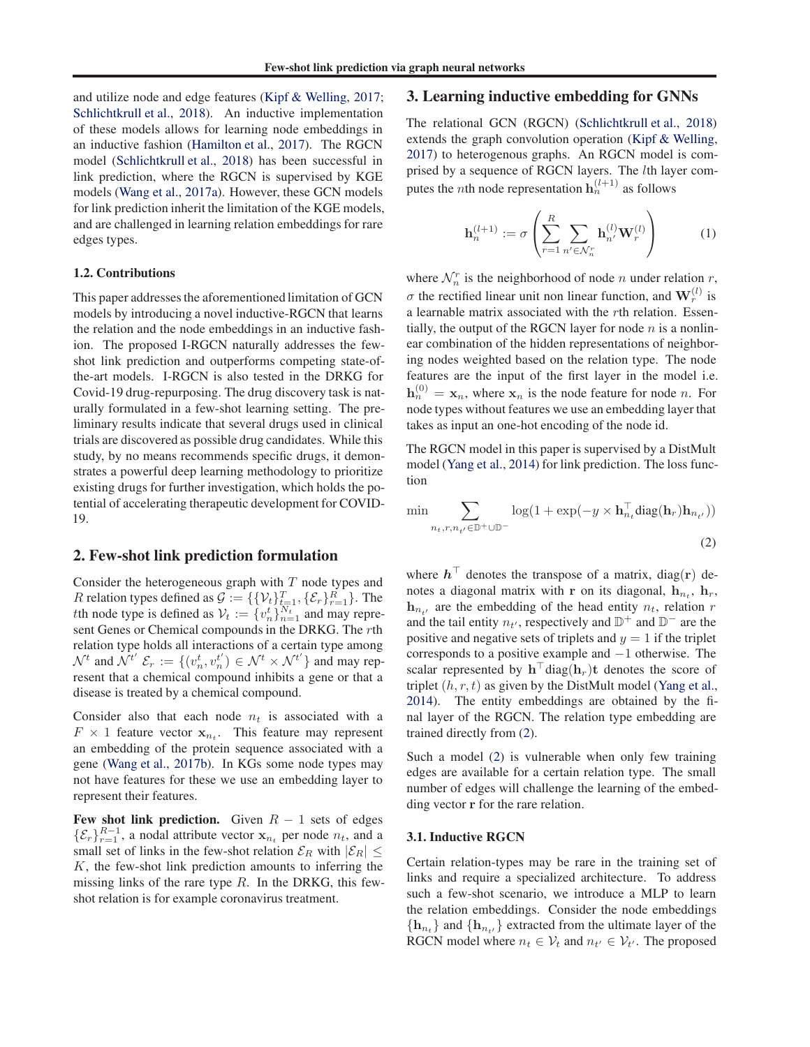and utilize node and edge features (Kipf & Welling, 2017; Schlichtkrull et al., 2018). An inductive implementation of these models allows for learning node embeddings in an inductive fashion (Hamilton et al., 2017). The RGCN model (Schlichtkrull et al., 2018) has been successful in link prediction, where the RGCN is supervised by KGE models (Wang et al., 2017a). However, these GCN models for link prediction inherit the limitation of the KGE models, and are challenged in learning relation embeddings for rare edges types.

### 1.2. Contributions

This paper addresses the aforementioned limitation of GCN models by introducing a novel inductive-RGCN that learns the relation and the node embeddings in an inductive fashion. The proposed I-RGCN naturally addresses the few-shot link prediction and outperforms competing state-of-the-art models. I-RGCN is also tested in the DRKG for Covid-19 drug-repurposing. The drug discovery task is naturally formulated in a few-shot learning setting. The preliminary results indicate that several drugs used in clinical trials are discovered as possible drug candidates. While this study, by no means recommends specific drugs, it demonstrates a powerful deep learning methodology to prioritize existing drugs for further investigation, which holds the potential of accelerating therapeutic development for COVID-19.

## 2. Few-shot link prediction formulation

Consider the heterogeneous graph with $T$ node types and $R$ relation types defined as $\mathcal{G} := \{\{\mathcal{V}_t\}_{t=1}^T, \{\mathcal{E}_r\}_{r=1}^R\}$. The $t$th node type is defined as $\mathcal{V}_t := \{v_n^t\}_{n=1}^{N_t}$ and may represent Genes or Chemical compounds in the DRKG. The $r$th relation type holds all interactions of a certain type among $\mathcal{N}^t$ and $\mathcal{N}^{t'}$ $\mathcal{E}_r := \{(v_n^t, v_n^{t'}) \in \mathcal{N}^t \times \mathcal{N}^{t'}\}$ and may represent that a chemical compound inhibits a gene or that a disease is treated by a chemical compound.

Consider also that each node $n_t$ is associated with a $F \times 1$ feature vector $\mathbf{x}_{n_t}$. This feature may represent an embedding of the protein sequence associated with a gene (Wang et al., 2017b). In KGs some node types may not have features for these we use an embedding layer to represent their features.

**Few shot link prediction.** Given $R-1$ sets of edges $\{\mathcal{E}_r\}_{r=1}^{R-1}$, a nodal attribute vector $\mathbf{x}_{n_t}$ per node $n_t$, and a small set of links in the few-shot relation $\mathcal{E}_R$ with $|\mathcal{E}_R| \leq K$, the few-shot link prediction amounts to inferring the missing links of the rare type $R$. In the DRKG, this few-shot relation is for example coronavirus treatment.

## 3. Learning inductive embedding for GNNs

The relational GCN (RGCN) (Schlichtkrull et al., 2018) extends the graph convolution operation (Kipf & Welling, 2017) to heterogenous graphs. An RGCN model is comprised by a sequence of RGCN layers. The $l$th layer computes the $n$th node representation $\mathbf{h}_n^{(l+1)}$ as follows

$$\mathbf{h}_n^{(l+1)} := \sigma\left(\sum_{r=1}^{R} \sum_{n' \in \mathcal{N}_n^r} \mathbf{h}_{n'}^{(l)} \mathbf{W}_r^{(l)}\right) \tag{1}$$

where $\mathcal{N}_n^r$ is the neighborhood of node $n$ under relation $r$, $\sigma$ the rectified linear unit non linear function, and $\mathbf{W}_r^{(l)}$ is a learnable matrix associated with the $r$th relation. Essentially, the output of the RGCN layer for node $n$ is a nonlinear combination of the hidden representations of neighboring nodes weighted based on the relation type. The node features are the input of the first layer in the model i.e. $\mathbf{h}_n^{(0)} = \mathbf{x}_n$, where $\mathbf{x}_n$ is the node feature for node $n$. For node types without features we use an embedding layer that takes as input an one-hot encoding of the node id.

The RGCN model in this paper is supervised by a DistMult model (Yang et al., 2014) for link prediction. The loss function

$$\min \sum_{n_t, r, n_{t'} \in \mathbb{D}^+ \cup \mathbb{D}^-} \log(1 + \exp(-y \times \mathbf{h}_{n_t}^\top \text{diag}(\mathbf{h}_r) \mathbf{h}_{n_{t'}})) \tag{2}$$

where $\boldsymbol{h}^\top$ denotes the transpose of a matrix, $\text{diag}(\mathbf{r})$ denotes a diagonal matrix with $\mathbf{r}$ on its diagonal, $\mathbf{h}_{n_t}$, $\mathbf{h}_r$, $\mathbf{h}_{n_{t'}}$ are the embedding of the head entity $n_t$, relation $r$ and the tail entity $n_{t'}$, respectively and $\mathbb{D}^+$ and $\mathbb{D}^-$ are the positive and negative sets of triplets and $y = 1$ if the triplet corresponds to a positive example and $-1$ otherwise. The scalar represented by $\mathbf{h}^\top \text{diag}(\mathbf{h}_r)\mathbf{t}$ denotes the score of triplet $(h, r, t)$ as given by the DistMult model (Yang et al., 2014). The entity embeddings are obtained by the final layer of the RGCN. The relation type embedding are trained directly from (2).

Such a model (2) is vulnerable when only few training edges are available for a certain relation type. The small number of edges will challenge the learning of the embedding vector $\mathbf{r}$ for the rare relation.

### 3.1. Inductive RGCN

Certain relation-types may be rare in the training set of links and require a specialized architecture. To address such a few-shot scenario, we introduce a MLP to learn the relation embeddings. Consider the node embeddings $\{\mathbf{h}_{n_t}\}$ and $\{\mathbf{h}_{n_{t'}}\}$ extracted from the ultimate layer of the RGCN model where $n_t \in \mathcal{V}_t$ and $n_{t'} \in \mathcal{V}_{t'}$. The proposed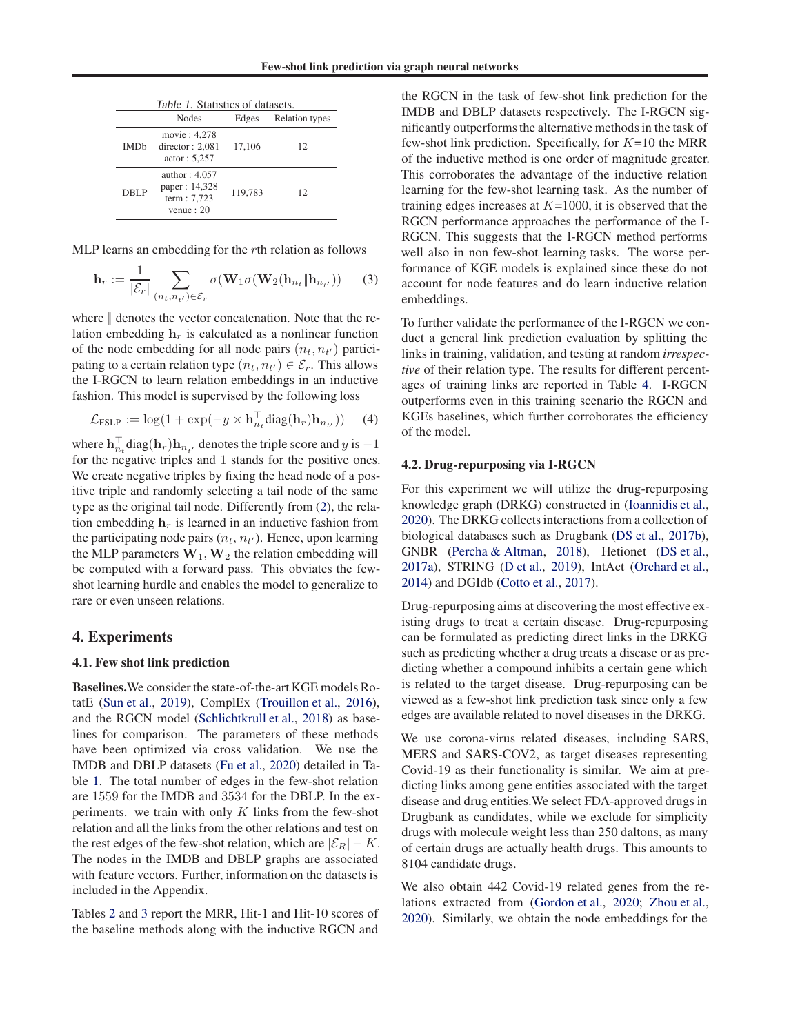Table 1. Statistics of datasets.

| | Nodes | Edges | Relation types |
|---|---|---|---|
| IMDb | movie : 4,278<br>director : 2,081<br>actor : 5,257 | 17,106 | 12 |
| DBLP | author : 4,057<br>paper : 14,328<br>term : 7,723<br>venue : 20 | 119,783 | 12 |

MLP learns an embedding for the $r$th relation as follows

$$\mathbf{h}_r := \frac{1}{|\mathcal{E}_r|} \sum_{(n_t, n_{t'}) \in \mathcal{E}_r} \sigma(\mathbf{W}_1 \sigma(\mathbf{W}_2(\mathbf{h}_{n_t} \| \mathbf{h}_{n_{t'}})) \quad (3)$$

where $\|$ denotes the vector concatenation. Note that the relation embedding $\mathbf{h}_r$ is calculated as a nonlinear function of the node embedding for all node pairs $(n_t, n_{t'})$ participating to a certain relation type $(n_t, n_{t'}) \in \mathcal{E}_r$. This allows the I-RGCN to learn relation embeddings in an inductive fashion. This model is supervised by the following loss

$$\mathcal{L}_{\text{FSLP}} := \log(1 + \exp(-y \times \mathbf{h}_{n_t}^\top \text{diag}(\mathbf{h}_r)\mathbf{h}_{n_{t'}}) \quad (4)$$

where $\mathbf{h}_{n_t}^\top \text{diag}(\mathbf{h}_r)\mathbf{h}_{n_{t'}}$ denotes the triple score and $y$ is $-1$ for the negative triples and 1 stands for the positive ones. We create negative triples by fixing the head node of a positive triple and randomly selecting a tail node of the same type as the original tail node. Differently from (2), the relation embedding $\mathbf{h}_r$ is learned in an inductive fashion from the participating node pairs $(n_t, n_{t'})$. Hence, upon learning the MLP parameters $\mathbf{W}_1, \mathbf{W}_2$ the relation embedding will be computed with a forward pass. This obviates the few-shot learning hurdle and enables the model to generalize to rare or even unseen relations.

## 4. Experiments

### 4.1. Few shot link prediction

**Baselines.** We consider the state-of-the-art KGE models RotatE (Sun et al., 2019), ComplEx (Trouillon et al., 2016), and the RGCN model (Schlichtkrull et al., 2018) as baselines for comparison. The parameters of these methods have been optimized via cross validation. We use the IMDB and DBLP datasets (Fu et al., 2020) detailed in Table 1. The total number of edges in the few-shot relation are 1559 for the IMDB and 3534 for the DBLP. In the experiments. we train with only $K$ links from the few-shot relation and all the links from the other relations and test on the rest edges of the few-shot relation, which are $|\mathcal{E}_R| - K$. The nodes in the IMDB and DBLP graphs are associated with feature vectors. Further, information on the datasets is included in the Appendix.

Tables 2 and 3 report the MRR, Hit-1 and Hit-10 scores of the baseline methods along with the inductive RGCN and the RGCN in the task of few-shot link prediction for the IMDB and DBLP datasets respectively. The I-RGCN significantly outperforms the alternative methods in the task of few-shot link prediction. Specifically, for $K$=10 the MRR of the inductive method is one order of magnitude greater. This corroborates the advantage of the inductive relation learning for the few-shot learning task. As the number of training edges increases at $K$=1000, it is observed that the RGCN performance approaches the performance of the I-RGCN. This suggests that the I-RGCN method performs well also in non few-shot learning tasks. The worse performance of KGE models is explained since these do not account for node features and do learn inductive relation embeddings.

To further validate the performance of the I-RGCN we conduct a general link prediction evaluation by splitting the links in training, validation, and testing at random *irrespective* of their relation type. The results for different percentages of training links are reported in Table 4. I-RGCN outperforms even in this training scenario the RGCN and KGEs baselines, which further corroborates the efficiency of the model.

### 4.2. Drug-repurposing via I-RGCN

For this experiment we will utilize the drug-repurposing knowledge graph (DRKG) constructed in (Ioannidis et al., 2020). The DRKG collects interactions from a collection of biological databases such as Drugbank (DS et al., 2017b), GNBR (Percha & Altman, 2018), Hetionet (DS et al., 2017a), STRING (D et al., 2019), IntAct (Orchard et al., 2014) and DGIdb (Cotto et al., 2017).

Drug-repurposing aims at discovering the most effective existing drugs to treat a certain disease. Drug-repurposing can be formulated as predicting direct links in the DRKG such as predicting whether a drug treats a disease or as predicting whether a compound inhibits a certain gene which is related to the target disease. Drug-repurposing can be viewed as a few-shot link prediction task since only a few edges are available related to novel diseases in the DRKG.

We use corona-virus related diseases, including SARS, MERS and SARS-COV2, as target diseases representing Covid-19 as their functionality is similar. We aim at predicting links among gene entities associated with the target disease and drug entities.We select FDA-approved drugs in Drugbank as candidates, while we exclude for simplicity drugs with molecule weight less than 250 daltons, as many of certain drugs are actually health drugs. This amounts to 8104 candidate drugs.

We also obtain 442 Covid-19 related genes from the relations extracted from (Gordon et al., 2020; Zhou et al., 2020). Similarly, we obtain the node embeddings for the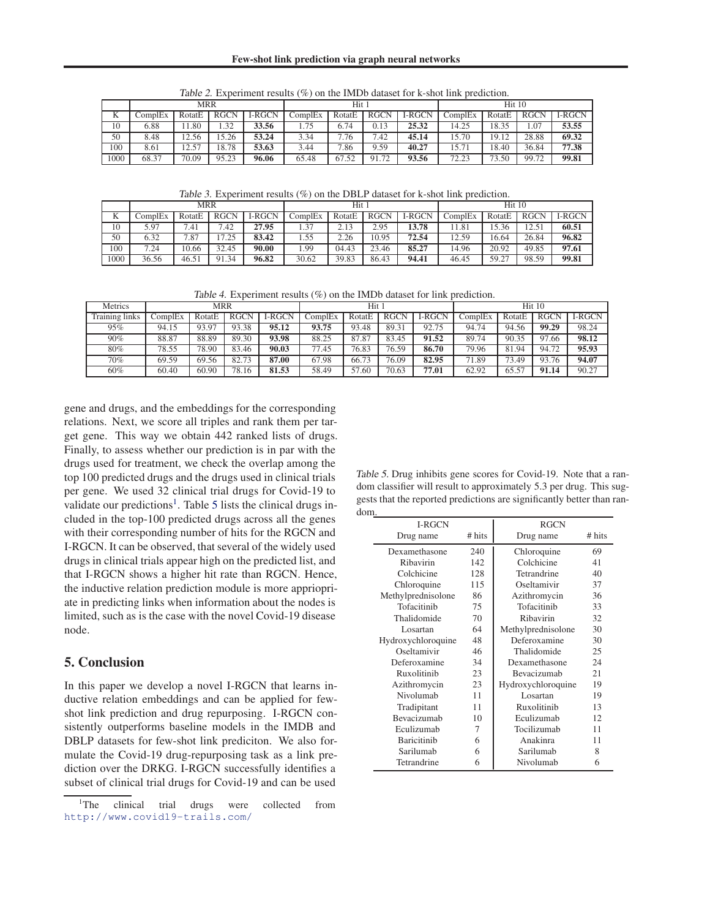Table 2. Experiment results (%) on the IMDb dataset for k-shot link prediction.

| | MRR | | | | Hit 1 | | | | Hit 10 | | | |
|---|---|---|---|---|---|---|---|---|---|---|---|---|
| K | ComplEx | RotatE | RGCN | I-RGCN | ComplEx | RotatE | RGCN | I-RGCN | ComplEx | RotatE | RGCN | I-RGCN |
| 10 | 6.88 | 11.80 | 1.32 | **33.56** | 1.75 | 6.74 | 0.13 | **25.32** | 14.25 | 18.35 | 1.07 | **53.55** |
| 50 | 8.48 | 12.56 | 15.26 | **53.24** | 3.34 | 7.76 | 7.42 | **45.14** | 15.70 | 19.12 | 28.88 | **69.32** |
| 100 | 8.61 | 12.57 | 18.78 | **53.63** | 3.44 | 7.86 | 9.59 | **40.27** | 15.71 | 18.40 | 36.84 | **77.38** |
| 1000 | 68.37 | 70.09 | 95.23 | **96.06** | 65.48 | 67.52 | 91.72 | **93.56** | 72.23 | 73.50 | 99.72 | **99.81** |

Table 3. Experiment results (%) on the DBLP dataset for k-shot link prediction.

| | MRR | | | | Hit 1 | | | | Hit 10 | | | |
|---|---|---|---|---|---|---|---|---|---|---|---|---|
| K | ComplEx | RotatE | RGCN | I-RGCN | ComplEx | RotatE | RGCN | I-RGCN | ComplEx | RotatE | RGCN | I-RGCN |
| 10 | 5.97 | 7.41 | 7.42 | **27.95** | 1.37 | 2.13 | 2.95 | **13.78** | 11.81 | 15.36 | 12.51 | **60.51** |
| 50 | 6.32 | 7.87 | 17.25 | **83.42** | 1.55 | 2.26 | 10.95 | **72.54** | 12.59 | 16.64 | 26.84 | **96.82** |
| 100 | 7.24 | 10.66 | 32.45 | **90.00** | 1.99 | 04.43 | 23.46 | **85.27** | 14.96 | 20.92 | 49.85 | **97.61** |
| 1000 | 36.56 | 46.51 | 91.34 | **96.82** | 30.62 | 39.83 | 86.43 | **94.41** | 46.45 | 59.27 | 98.59 | **99.81** |

Table 4. Experiment results (%) on the IMDb dataset for link prediction.

| Metrics | MRR | | | | Hit 1 | | | | Hit 10 | | | |
|---|---|---|---|---|---|---|---|---|---|---|---|---|
| Training links | ComplEx | RotatE | RGCN | I-RGCN | ComplEx | RotatE | RGCN | I-RGCN | ComplEx | RotatE | RGCN | I-RGCN |
| 95% | 94.15 | 93.97 | 93.38 | **95.12** | **93.75** | 93.48 | 89.31 | 92.75 | 94.74 | 94.56 | **99.29** | 98.24 |
| 90% | 88.87 | 88.89 | 89.30 | **93.98** | 88.25 | 87.87 | 83.45 | **91.52** | 89.74 | 90.35 | 97.66 | **98.12** |
| 80% | 78.55 | 78.90 | 83.46 | **90.03** | 77.45 | 76.83 | 76.59 | **86.70** | 79.96 | 81.94 | 94.72 | **95.93** |
| 70% | 69.59 | 69.56 | 82.73 | **87.00** | 67.98 | 66.73 | 76.09 | **82.95** | 71.89 | 73.49 | 93.76 | **94.07** |
| 60% | 60.40 | 60.90 | 78.16 | **81.53** | 58.49 | 57.60 | 70.63 | **77.01** | 62.92 | 65.57 | **91.14** | 90.27 |

gene and drugs, and the embeddings for the corresponding relations. Next, we score all triples and rank them per target gene. This way we obtain 442 ranked lists of drugs. Finally, to assess whether our prediction is in par with the drugs used for treatment, we check the overlap among the top 100 predicted drugs and the drugs used in clinical trials per gene. We used 32 clinical trial drugs for Covid-19 to validate our predictions[1]. Table 5 lists the clinical drugs included in the top-100 predicted drugs across all the genes with their corresponding number of hits for the RGCN and I-RGCN. It can be observed, that several of the widely used drugs in clinical trials appear high on the predicted list, and that I-RGCN shows a higher hit rate than RGCN. Hence, the inductive relation prediction module is more appriopriate in predicting links when information about the nodes is limited, such as is the case with the novel Covid-19 disease node.

Table 5. Drug inhibits gene scores for Covid-19. Note that a random classifier will result to approximately 5.3 per drug. This suggests that the reported predictions are significantly better than random.

| I-RGCN | | RGCN | |
|---|---|---|---|
| Drug name | # hits | Drug name | # hits |
| Dexamethasone | 240 | Chloroquine | 69 |
| Ribavirin | 142 | Colchicine | 41 |
| Colchicine | 128 | Tetrandrine | 40 |
| Chloroquine | 115 | Oseltamivir | 37 |
| Methylprednisolone | 86 | Azithromycin | 36 |
| Tofacitinib | 75 | Tofacitinib | 33 |
| Thalidomide | 70 | Ribavirin | 32 |
| Losartan | 64 | Methylprednisolone | 30 |
| Hydroxychloroquine | 48 | Deferoxamine | 30 |
| Oseltamivir | 46 | Thalidomide | 25 |
| Deferoxamine | 34 | Dexamethasone | 24 |
| Ruxolitinib | 23 | Bevacizumab | 21 |
| Azithromycin | 23 | Hydroxychloroquine | 19 |
| Nivolumab | 11 | Losartan | 19 |
| Tradipitant | 11 | Ruxolitinib | 13 |
| Bevacizumab | 10 | Eculizumab | 12 |
| Eculizumab | 7 | Tocilizumab | 11 |
| Baricitinib | 6 | Anakinra | 11 |
| Sarilumab | 6 | Sarilumab | 8 |
| Tetrandrine | 6 | Nivolumab | 6 |

## 5. Conclusion

In this paper we develop a novel I-RGCN that learns inductive relation embeddings and can be applied for few-shot link prediction and drug repurposing. I-RGCN consistently outperforms baseline models in the IMDB and DBLP datasets for few-shot link prediciton. We also formulate the Covid-19 drug-repurposing task as a link prediction over the DRKG. I-RGCN successfully identifies a subset of clinical trial drugs for Covid-19 and can be used

[1]The clinical trial drugs were collected from http://www.covid19-trails.com/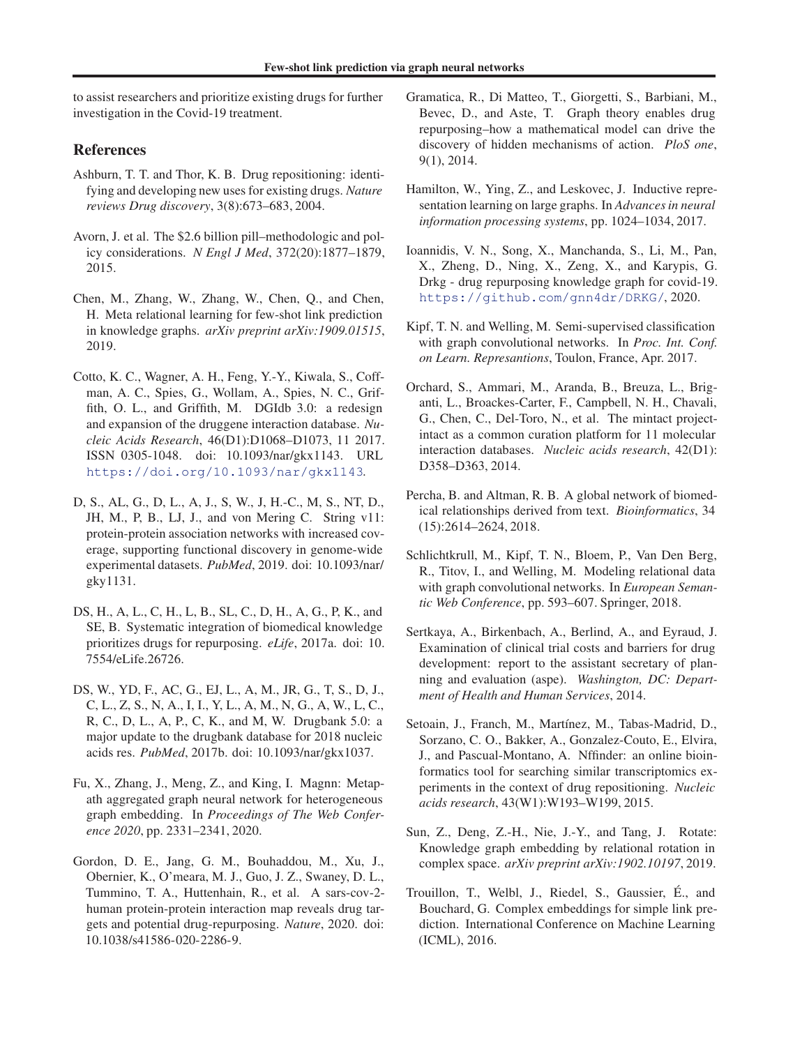to assist researchers and prioritize existing drugs for further investigation in the Covid-19 treatment.

## References

Ashburn, T. T. and Thor, K. B. Drug repositioning: identifying and developing new uses for existing drugs. *Nature reviews Drug discovery*, 3(8):673–683, 2004.

Avorn, J. et al. The $2.6 billion pill–methodologic and policy considerations. *N Engl J Med*, 372(20):1877–1879, 2015.

Chen, M., Zhang, W., Zhang, W., Chen, Q., and Chen, H. Meta relational learning for few-shot link prediction in knowledge graphs. *arXiv preprint arXiv:1909.01515*, 2019.

Cotto, K. C., Wagner, A. H., Feng, Y.-Y., Kiwala, S., Coffman, A. C., Spies, G., Wollam, A., Spies, N. C., Griffith, O. L., and Griffith, M. DGIdb 3.0: a redesign and expansion of the druggene interaction database. *Nucleic Acids Research*, 46(D1):D1068–D1073, 11 2017. ISSN 0305-1048. doi: 10.1093/nar/gkx1143. URL https://doi.org/10.1093/nar/gkx1143.

D, S., AL, G., D, L., A, J., S, W., J, H.-C., M, S., NT, D., JH, M., P, B., LJ, J., and von Mering C. String v11: protein-protein association networks with increased coverage, supporting functional discovery in genome-wide experimental datasets. *PubMed*, 2019. doi: 10.1093/nar/gky1131.

DS, H., A, L., C, H., L, B., SL, C., D, H., A, G., P, K., and SE, B. Systematic integration of biomedical knowledge prioritizes drugs for repurposing. *eLife*, 2017a. doi: 10.7554/eLife.26726.

DS, W., YD, F., AC, G., EJ, L., A, M., JR, G., T, S., D, J., C, L., Z, S., N, A., I, I., Y, L., A, M., N, G., A, W., L, C., R, C., D, L., A, P., C, K., and M, W. Drugbank 5.0: a major update to the drugbank database for 2018 nucleic acids res. *PubMed*, 2017b. doi: 10.1093/nar/gkx1037.

Fu, X., Zhang, J., Meng, Z., and King, I. Magnn: Metapath aggregated graph neural network for heterogeneous graph embedding. In *Proceedings of The Web Conference 2020*, pp. 2331–2341, 2020.

Gordon, D. E., Jang, G. M., Bouhaddou, M., Xu, J., Obernier, K., O'meara, M. J., Guo, J. Z., Swaney, D. L., Tummino, T. A., Huttenhain, R., et al. A sars-cov-2-human protein-protein interaction map reveals drug targets and potential drug-repurposing. *Nature*, 2020. doi: 10.1038/s41586-020-2286-9.

Gramatica, R., Di Matteo, T., Giorgetti, S., Barbiani, M., Bevec, D., and Aste, T. Graph theory enables drug repurposing–how a mathematical model can drive the discovery of hidden mechanisms of action. *PloS one*, 9(1), 2014.

Hamilton, W., Ying, Z., and Leskovec, J. Inductive representation learning on large graphs. In *Advances in neural information processing systems*, pp. 1024–1034, 2017.

Ioannidis, V. N., Song, X., Manchanda, S., Li, M., Pan, X., Zheng, D., Ning, X., Zeng, X., and Karypis, G. Drkg - drug repurposing knowledge graph for covid-19. https://github.com/gnn4dr/DRKG/, 2020.

Kipf, T. N. and Welling, M. Semi-supervised classification with graph convolutional networks. In *Proc. Int. Conf. on Learn. Represantions*, Toulon, France, Apr. 2017.

Orchard, S., Ammari, M., Aranda, B., Breuza, L., Briganti, L., Broackes-Carter, F., Campbell, N. H., Chavali, G., Chen, C., Del-Toro, N., et al. The mintact project-intact as a common curation platform for 11 molecular interaction databases. *Nucleic acids research*, 42(D1): D358–D363, 2014.

Percha, B. and Altman, R. B. A global network of biomedical relationships derived from text. *Bioinformatics*, 34 (15):2614–2624, 2018.

Schlichtkrull, M., Kipf, T. N., Bloem, P., Van Den Berg, R., Titov, I., and Welling, M. Modeling relational data with graph convolutional networks. In *European Semantic Web Conference*, pp. 593–607. Springer, 2018.

Sertkaya, A., Birkenbach, A., Berlind, A., and Eyraud, J. Examination of clinical trial costs and barriers for drug development: report to the assistant secretary of planning and evaluation (aspe). *Washington, DC: Department of Health and Human Services*, 2014.

Setoain, J., Franch, M., Martínez, M., Tabas-Madrid, D., Sorzano, C. O., Bakker, A., Gonzalez-Couto, E., Elvira, J., and Pascual-Montano, A. Nffinder: an online bioinformatics tool for searching similar transcriptomics experiments in the context of drug repositioning. *Nucleic acids research*, 43(W1):W193–W199, 2015.

Sun, Z., Deng, Z.-H., Nie, J.-Y., and Tang, J. Rotate: Knowledge graph embedding by relational rotation in complex space. *arXiv preprint arXiv:1902.10197*, 2019.

Trouillon, T., Welbl, J., Riedel, S., Gaussier, É., and Bouchard, G. Complex embeddings for simple link prediction. International Conference on Machine Learning (ICML), 2016.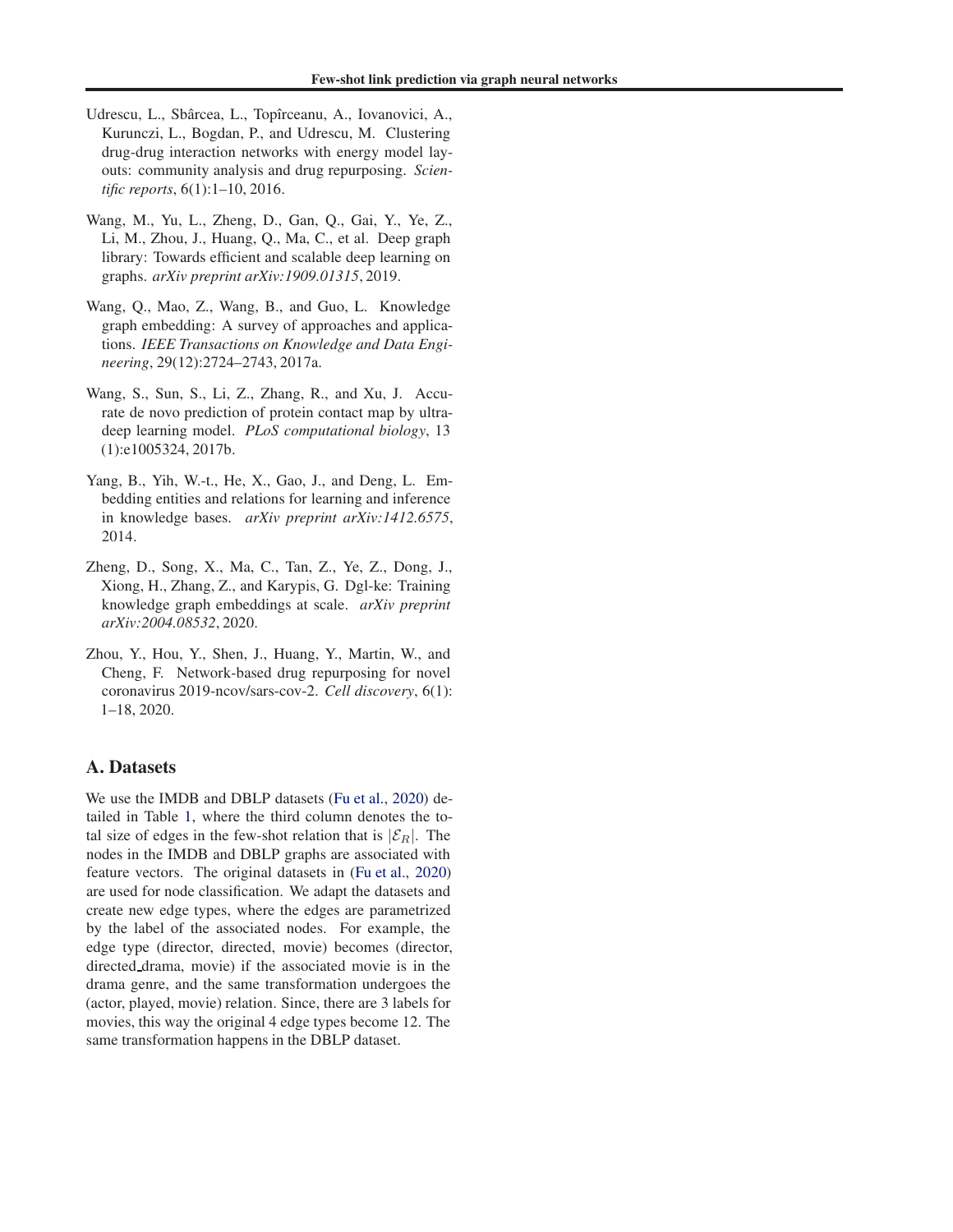Udrescu, L., Sbârcea, L., Topîrceanu, A., Iovanovici, A., Kurunczi, L., Bogdan, P., and Udrescu, M. Clustering drug-drug interaction networks with energy model layouts: community analysis and drug repurposing. *Scientific reports*, 6(1):1–10, 2016.

Wang, M., Yu, L., Zheng, D., Gan, Q., Gai, Y., Ye, Z., Li, M., Zhou, J., Huang, Q., Ma, C., et al. Deep graph library: Towards efficient and scalable deep learning on graphs. *arXiv preprint arXiv:1909.01315*, 2019.

Wang, Q., Mao, Z., Wang, B., and Guo, L. Knowledge graph embedding: A survey of approaches and applications. *IEEE Transactions on Knowledge and Data Engineering*, 29(12):2724–2743, 2017a.

Wang, S., Sun, S., Li, Z., Zhang, R., and Xu, J. Accurate de novo prediction of protein contact map by ultra-deep learning model. *PLoS computational biology*, 13 (1):e1005324, 2017b.

Yang, B., Yih, W.-t., He, X., Gao, J., and Deng, L. Embedding entities and relations for learning and inference in knowledge bases. *arXiv preprint arXiv:1412.6575*, 2014.

Zheng, D., Song, X., Ma, C., Tan, Z., Ye, Z., Dong, J., Xiong, H., Zhang, Z., and Karypis, G. Dgl-ke: Training knowledge graph embeddings at scale. *arXiv preprint arXiv:2004.08532*, 2020.

Zhou, Y., Hou, Y., Shen, J., Huang, Y., Martin, W., and Cheng, F. Network-based drug repurposing for novel coronavirus 2019-ncov/sars-cov-2. *Cell discovery*, 6(1): 1–18, 2020.

## A. Datasets

We use the IMDB and DBLP datasets (Fu et al., 2020) detailed in Table 1, where the third column denotes the total size of edges in the few-shot relation that is $|\mathcal{E}_R|$. The nodes in the IMDB and DBLP graphs are associated with feature vectors. The original datasets in (Fu et al., 2020) are used for node classification. We adapt the datasets and create new edge types, where the edges are parametrized by the label of the associated nodes. For example, the edge type (director, directed, movie) becomes (director, directed_drama, movie) if the associated movie is in the drama genre, and the same transformation undergoes the (actor, played, movie) relation. Since, there are 3 labels for movies, this way the original 4 edge types become 12. The same transformation happens in the DBLP dataset.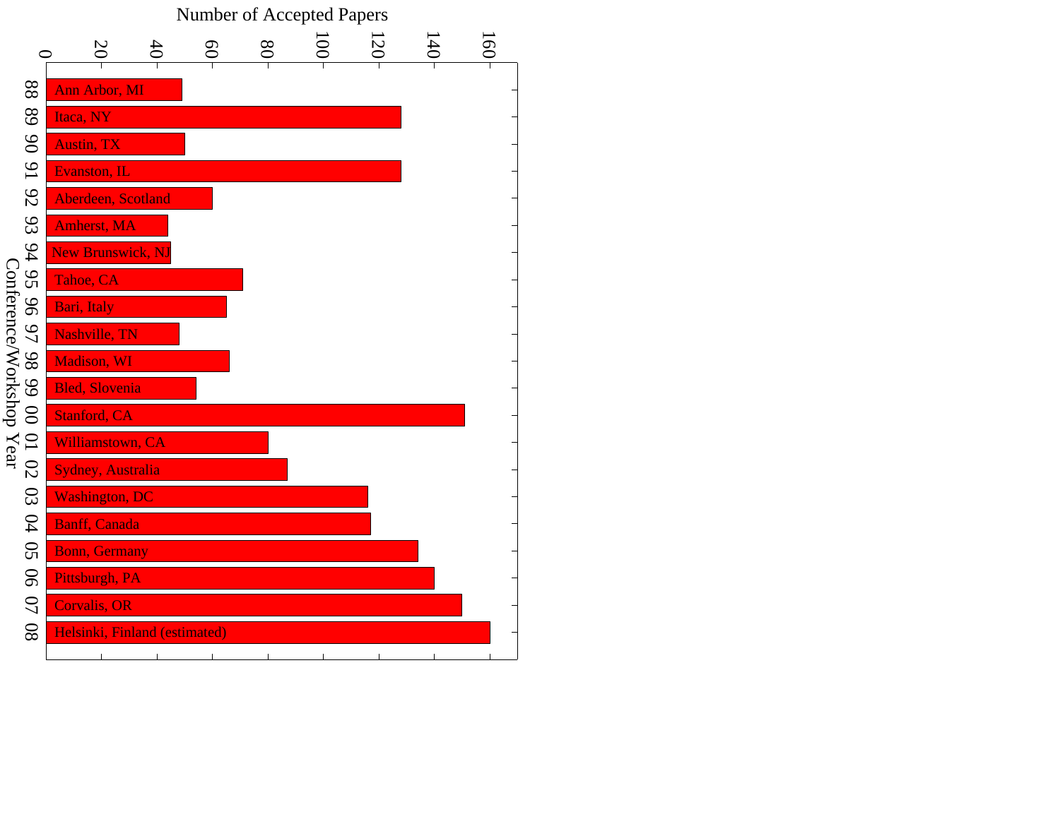Number of Accepted Papers

0 20 40 60 80 100 120 140 160

Conference/Workshop Year

88 Ann Arbor, MI
89 Itaca, NY
90 Austin, TX
91 Evanston, IL
92 Aberdeen, Scotland
93 Amherst, MA
94 New Brunswick, NJ
95 Tahoe, CA
96 Bari, Italy
97 Nashville, TN
98 Madison, WI
99 Bled, Slovenia
00 Stanford, CA
01 Williamstown, CA
02 Sydney, Australia
03 Washington, DC
04 Banff, Canada
05 Bonn, Germany
06 Pittsburgh, PA
07 Corvalis, OR
08 Helsinki, Finland (estimated)